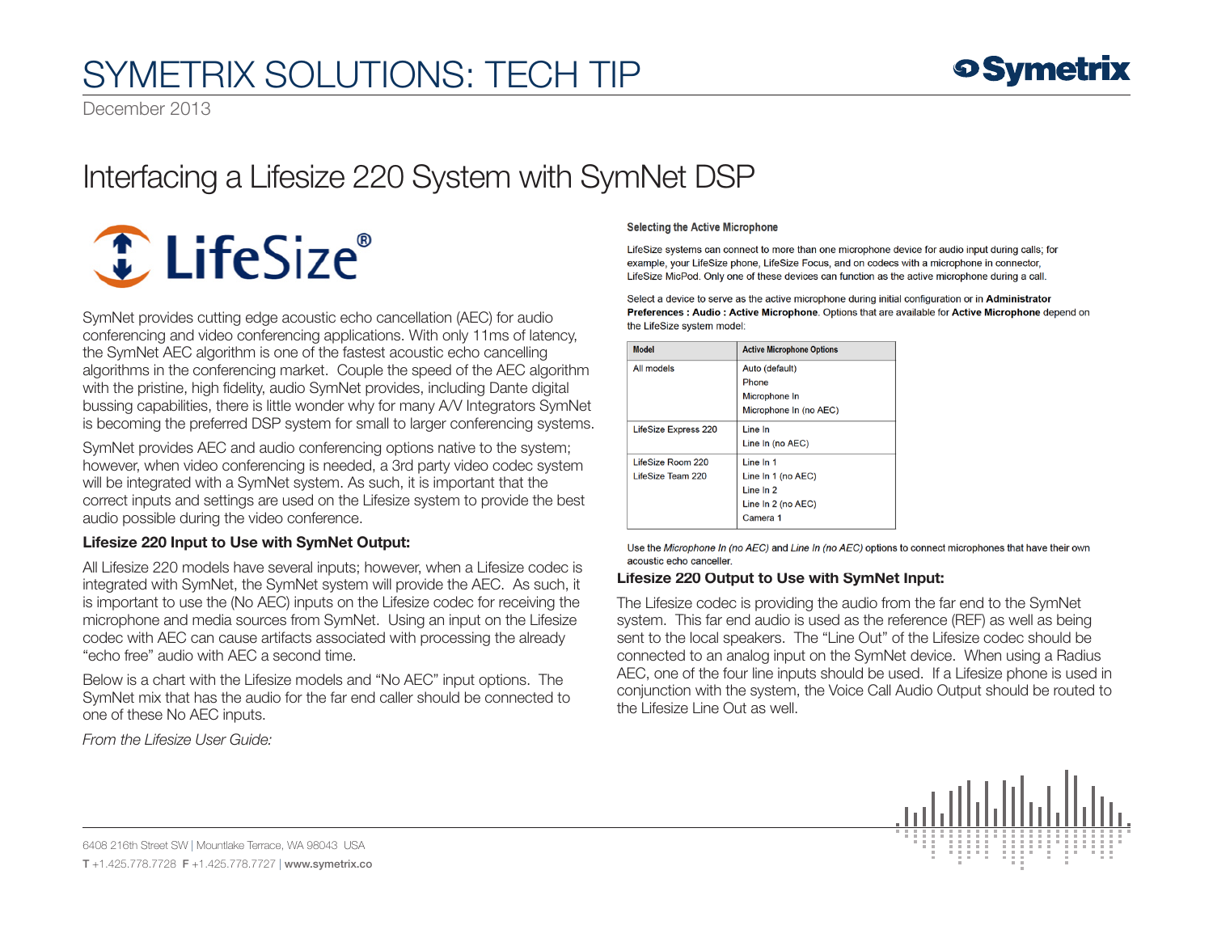# SYMETRIX SOLUTIONS: TECH TIP

December 2013

## Interfacing a Lifesize 220 System with SymNet DSP

SymNet provides cutting edge acoustic echo cancellation (AEC) for audio conferencing and video conferencing applications. With only 11ms of latency, the SymNet AEC algorithm is one of the fastest acoustic echo cancelling algorithms in the conferencing market. Couple the speed of the AEC algorithm with the pristine, high fidelity, audio SymNet provides, including Dante digital bussing capabilities, there is little wonder why for many A/V Integrators SymNet is becoming the preferred DSP system for small to larger conferencing systems.

SymNet provides AEC and audio conferencing options native to the system; however, when video conferencing is needed, a 3rd party video codec system will be integrated with a SymNet system. As such, it is important that the correct inputs and settings are used on the Lifesize system to provide the best audio possible during the video conference.

### Lifesize 220 Input to Use with SymNet Output:

All Lifesize 220 models have several inputs; however, when a Lifesize codec is integrated with SymNet, the SymNet system will provide the AEC. As such, it is important to use the (No AEC) inputs on the Lifesize codec for receiving the microphone and media sources from SymNet. Using an input on the Lifesize codec with AEC can cause artifacts associated with processing the already "echo free" audio with AEC a second time.

Below is a chart with the Lifesize models and "No AEC" input options. The SymNet mix that has the audio for the far end caller should be connected to one of these No AEC inputs.

*From the Lifesize User Guide:*

**Selecting the Active Microphone**

LifeSize systems can connect to more than one microphone device for audio input during calls; for example, your LifeSize phone, LifeSize Focus, and on codecs with a microphone in connector, LifeSize MicPod. Only one of these devices can function as the active microphone during a call.

Select a device to serve as the active microphone during initial configuration or in **Administrator Preferences : Audio : Active Microphone**. Options that are available for **Active Microphone** depend on the LifeSize system model:

| Model | Active Microphone Options |
| --- | --- |
| All models | Auto (default)<br>Phone<br>Microphone In<br>Microphone In (no AEC) |
| LifeSize Express 220 | Line In<br>Line In (no AEC) |
| LifeSize Room 220<br>LifeSize Team 220 | Line In 1<br>Line In 1 (no AEC)<br>Line In 2<br>Line In 2 (no AEC)<br>Camera 1 |

Use the *Microphone In (no AEC)* and *Line In (no AEC)* options to connect microphones that have their own acoustic echo canceller.

### Lifesize 220 Output to Use with SymNet Input:

The Lifesize codec is providing the audio from the far end to the SymNet system. This far end audio is used as the reference (REF) as well as being sent to the local speakers. The "Line Out" of the Lifesize codec should be connected to an analog input on the SymNet device. When using a Radius AEC, one of the four line inputs should be used. If a Lifesize phone is used in conjunction with the system, the Voice Call Audio Output should be routed to the Lifesize Line Out as well.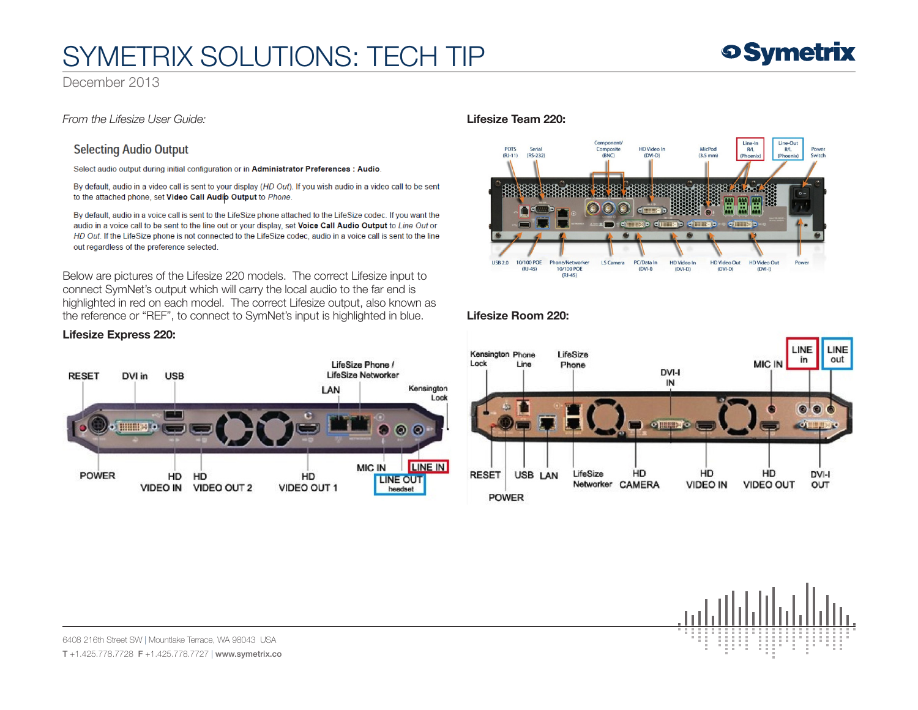# SYMETRIX SOLUTIONS: TECH TIP

December 2013

*From the Lifesize User Guide:*

## Selecting Audio Output

Select audio output during initial configuration or in **Administrator Preferences : Audio**.

By default, audio in a video call is sent to your display (*HD Out*). If you wish audio in a video call to be sent to the attached phone, set **Video Call Audio Output** to *Phone*.

By default, audio in a voice call is sent to the LifeSize phone attached to the LifeSize codec. If you want the audio in a voice call to be sent to the line out or your display, set **Voice Call Audio Output** to *Line Out* or *HD Out*. If the LifeSize phone is not connected to the LifeSize codec, audio in a voice call is sent to the line out regardless of the preference selected.

Below are pictures of the Lifesize 220 models. The correct Lifesize input to connect SymNet's output which will carry the local audio to the far end is highlighted in red on each model. The correct Lifesize output, also known as the reference or "REF", to connect to SymNet's input is highlighted in blue.

### Lifesize Express 220:

RESET
DVI in
USB
LifeSize Phone / LifeSize Networker
LAN
Kensington Lock
POWER
HD VIDEO IN
HD VIDEO OUT 2
HD VIDEO OUT 1
MIC IN
LINE IN
LINE OUT headset

### Lifesize Team 220:

POTS (RJ-11)
Serial (RS-232)
Component/ Composite (BNC)
HD Video In (DVI-D)
MicPod (3.5 mm)
Line-In R/L (Phoenix)
Line-Out R/L (Phoenix)
Power Switch
USB 2.0
10/100 POE (RJ-45)
Phone/Networker 10/100 POE (RJ-45)
LS Camera
PC/Data In (DVI-I)
HD Video In (DVI-D)
HD Video Out (DVI-D)
HD Video Out (DVI-I)
Power

### Lifesize Room 220:

Kensington Lock
Phone Line
LifeSize Phone
DVI-I IN
MIC IN
LINE in
LINE out
RESET
POWER
USB
LAN
LifeSize Networker
HD CAMERA
HD VIDEO IN
HD VIDEO OUT
DVI-I OUT

6408 216th Street SW | Mountlake Terrace, WA 98043 USA
**T** +1.425.778.7728 **F** +1.425.778.7727 | **www.symetrix.co**